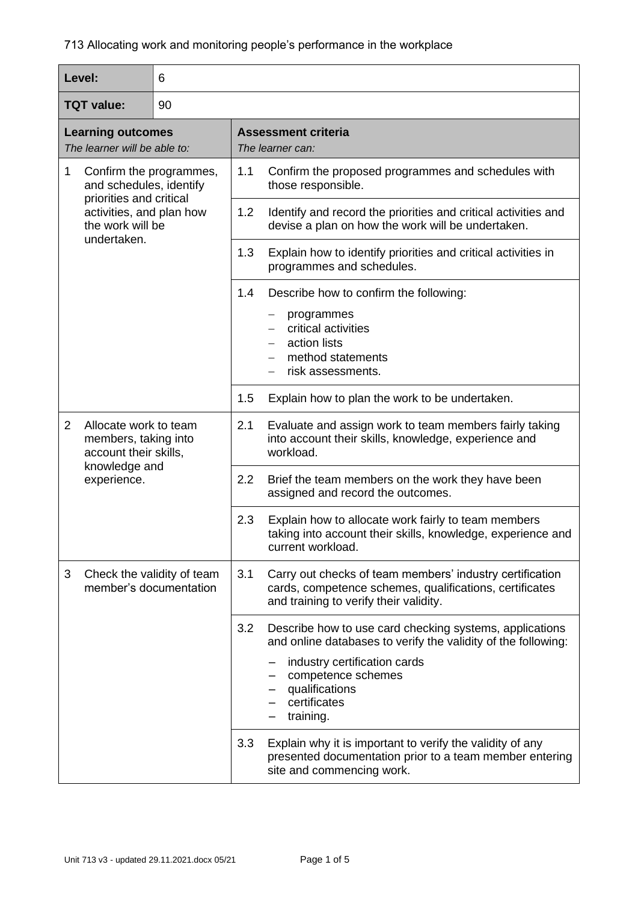713 Allocating work and monitoring people's performance in the workplace

| **Level:** | 6 |
|---|---|
| **TQT value:** | 90 |

| **Learning outcomes**<br>*The learner will be able to:* | **Assessment criteria**<br>*The learner can:* |
|---|---|
| 1 Confirm the programmes, and schedules, identify priorities and critical activities, and plan how the work will be undertaken. | 1.1 Confirm the proposed programmes and schedules with those responsible. |
| | 1.2 Identify and record the priorities and critical activities and devise a plan on how the work will be undertaken. |
| | 1.3 Explain how to identify priorities and critical activities in programmes and schedules. |
| | 1.4 Describe how to confirm the following:<br>– programmes<br>– critical activities<br>– action lists<br>– method statements<br>– risk assessments. |
| | 1.5 Explain how to plan the work to be undertaken. |
| 2 Allocate work to team members, taking into account their skills, knowledge and experience. | 2.1 Evaluate and assign work to team members fairly taking into account their skills, knowledge, experience and workload. |
| | 2.2 Brief the team members on the work they have been assigned and record the outcomes. |
| | 2.3 Explain how to allocate work fairly to team members taking into account their skills, knowledge, experience and current workload. |
| 3 Check the validity of team member's documentation | 3.1 Carry out checks of team members' industry certification cards, competence schemes, qualifications, certificates and training to verify their validity. |
| | 3.2 Describe how to use card checking systems, applications and online databases to verify the validity of the following:<br>– industry certification cards<br>– competence schemes<br>– qualifications<br>– certificates<br>– training. |
| | 3.3 Explain why it is important to verify the validity of any presented documentation prior to a team member entering site and commencing work. |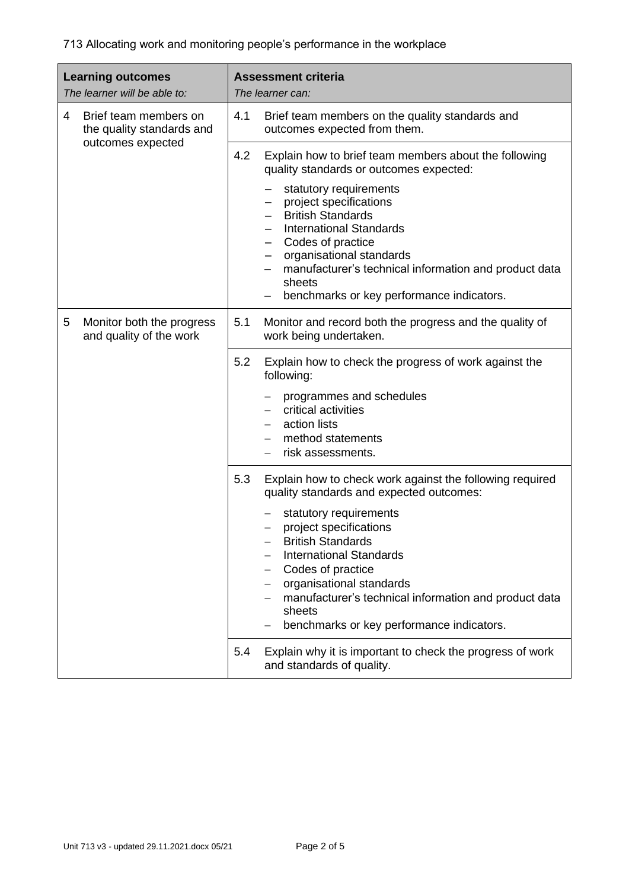713 Allocating work and monitoring people's performance in the workplace

| **Learning outcomes**<br>*The learner will be able to:* | **Assessment criteria**<br>*The learner can:* |
|---|---|
| 4 Brief team members on the quality standards and outcomes expected | 4.1 Brief team members on the quality standards and outcomes expected from them. |
| | 4.2 Explain how to brief team members about the following quality standards or outcomes expected:<br>– statutory requirements<br>– project specifications<br>– British Standards<br>– International Standards<br>– Codes of practice<br>– organisational standards<br>– manufacturer's technical information and product data sheets<br>– benchmarks or key performance indicators. |
| 5 Monitor both the progress and quality of the work | 5.1 Monitor and record both the progress and the quality of work being undertaken. |
| | 5.2 Explain how to check the progress of work against the following:<br>– programmes and schedules<br>– critical activities<br>– action lists<br>– method statements<br>– risk assessments. |
| | 5.3 Explain how to check work against the following required quality standards and expected outcomes:<br>– statutory requirements<br>– project specifications<br>– British Standards<br>– International Standards<br>– Codes of practice<br>– organisational standards<br>– manufacturer's technical information and product data sheets<br>– benchmarks or key performance indicators. |
| | 5.4 Explain why it is important to check the progress of work and standards of quality. |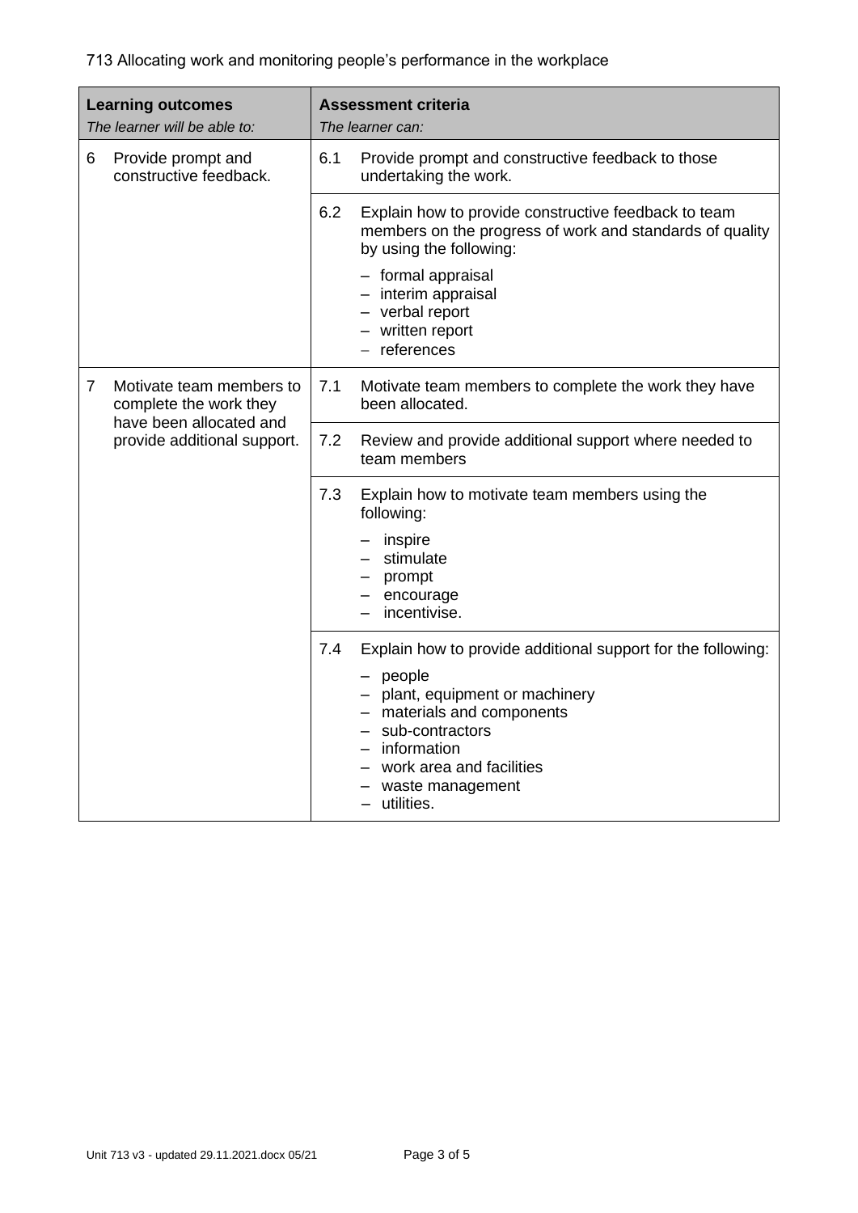713 Allocating work and monitoring people's performance in the workplace

| **Learning outcomes**<br>*The learner will be able to:* | **Assessment criteria**<br>*The learner can:* |
|---|---|
| 6 Provide prompt and constructive feedback. | 6.1 Provide prompt and constructive feedback to those undertaking the work. |
| | 6.2 Explain how to provide constructive feedback to team members on the progress of work and standards of quality by using the following:<br>– formal appraisal<br>– interim appraisal<br>– verbal report<br>– written report<br>– references |
| 7 Motivate team members to complete the work they have been allocated and provide additional support. | 7.1 Motivate team members to complete the work they have been allocated. |
| | 7.2 Review and provide additional support where needed to team members |
| | 7.3 Explain how to motivate team members using the following:<br>– inspire<br>– stimulate<br>– prompt<br>– encourage<br>– incentivise. |
| | 7.4 Explain how to provide additional support for the following:<br>– people<br>– plant, equipment or machinery<br>– materials and components<br>– sub-contractors<br>– information<br>– work area and facilities<br>– waste management<br>– utilities. |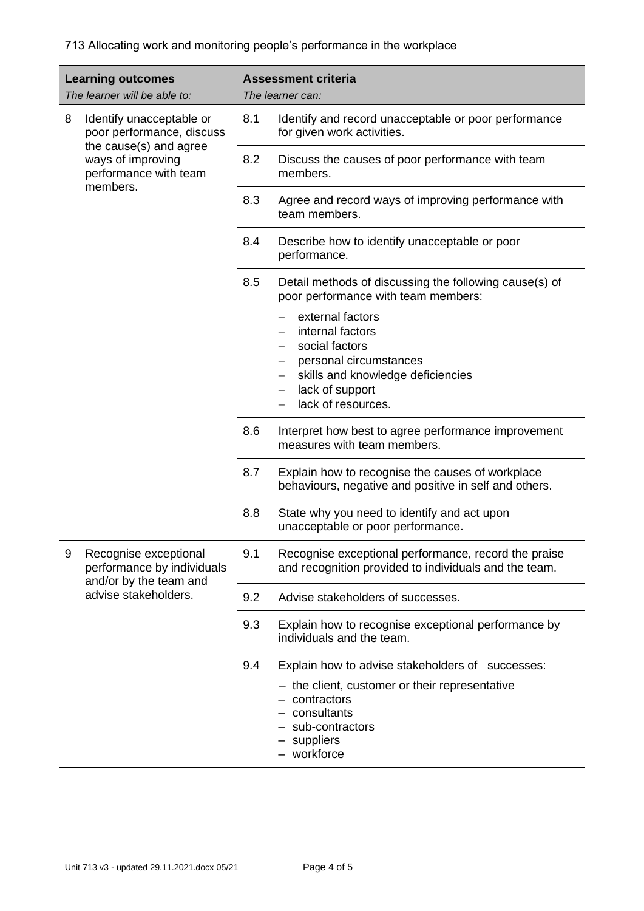713 Allocating work and monitoring people's performance in the workplace

| **Learning outcomes**<br>*The learner will be able to:* | **Assessment criteria**<br>*The learner can:* |
|---|---|
| 8 Identify unacceptable or poor performance, discuss the cause(s) and agree ways of improving performance with team members. | 8.1 Identify and record unacceptable or poor performance for given work activities. |
| | 8.2 Discuss the causes of poor performance with team members. |
| | 8.3 Agree and record ways of improving performance with team members. |
| | 8.4 Describe how to identify unacceptable or poor performance. |
| | 8.5 Detail methods of discussing the following cause(s) of poor performance with team members:<br>– external factors<br>– internal factors<br>– social factors<br>– personal circumstances<br>– skills and knowledge deficiencies<br>– lack of support<br>– lack of resources. |
| | 8.6 Interpret how best to agree performance improvement measures with team members. |
| | 8.7 Explain how to recognise the causes of workplace behaviours, negative and positive in self and others. |
| | 8.8 State why you need to identify and act upon unacceptable or poor performance. |
| 9 Recognise exceptional performance by individuals and/or by the team and advise stakeholders. | 9.1 Recognise exceptional performance, record the praise and recognition provided to individuals and the team. |
| | 9.2 Advise stakeholders of successes. |
| | 9.3 Explain how to recognise exceptional performance by individuals and the team. |
| | 9.4 Explain how to advise stakeholders of successes:<br>– the client, customer or their representative<br>– contractors<br>– consultants<br>– sub-contractors<br>– suppliers<br>– workforce |

Unit 713 v3 - updated 29.11.2021.docx 05/21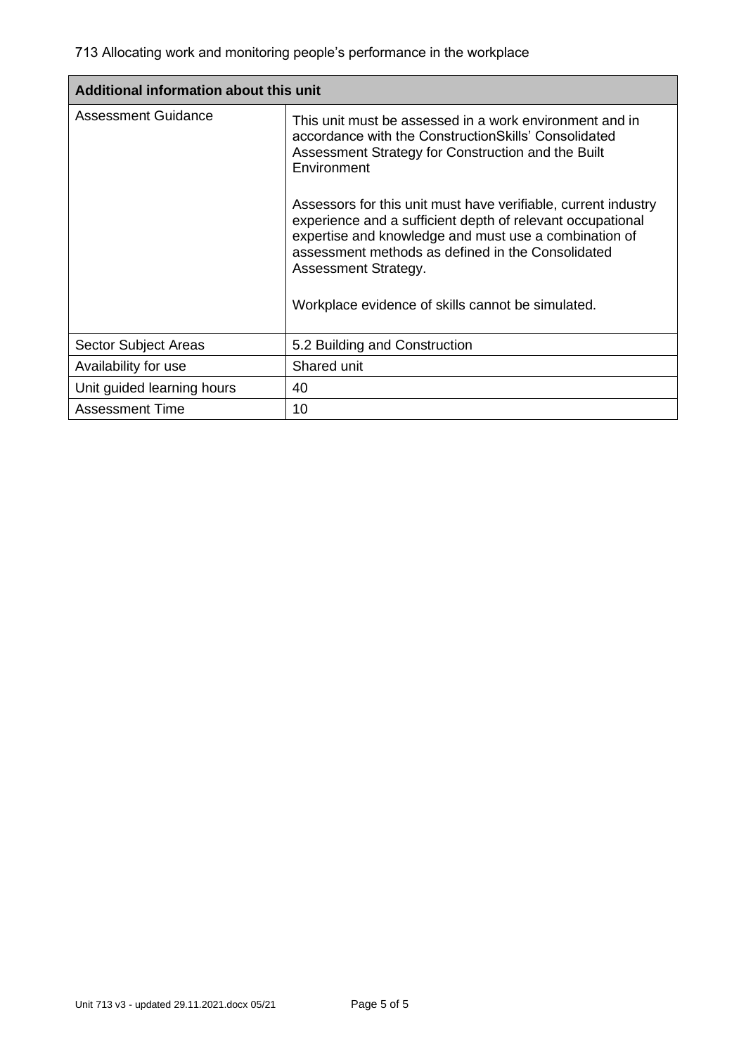| Additional information about this unit | |
|---|---|
| Assessment Guidance | This unit must be assessed in a work environment and in accordance with the ConstructionSkills' Consolidated Assessment Strategy for Construction and the Built Environment<br><br>Assessors for this unit must have verifiable, current industry experience and a sufficient depth of relevant occupational expertise and knowledge and must use a combination of assessment methods as defined in the Consolidated Assessment Strategy.<br><br>Workplace evidence of skills cannot be simulated. |
| Sector Subject Areas | 5.2 Building and Construction |
| Availability for use | Shared unit |
| Unit guided learning hours | 40 |
| Assessment Time | 10 |